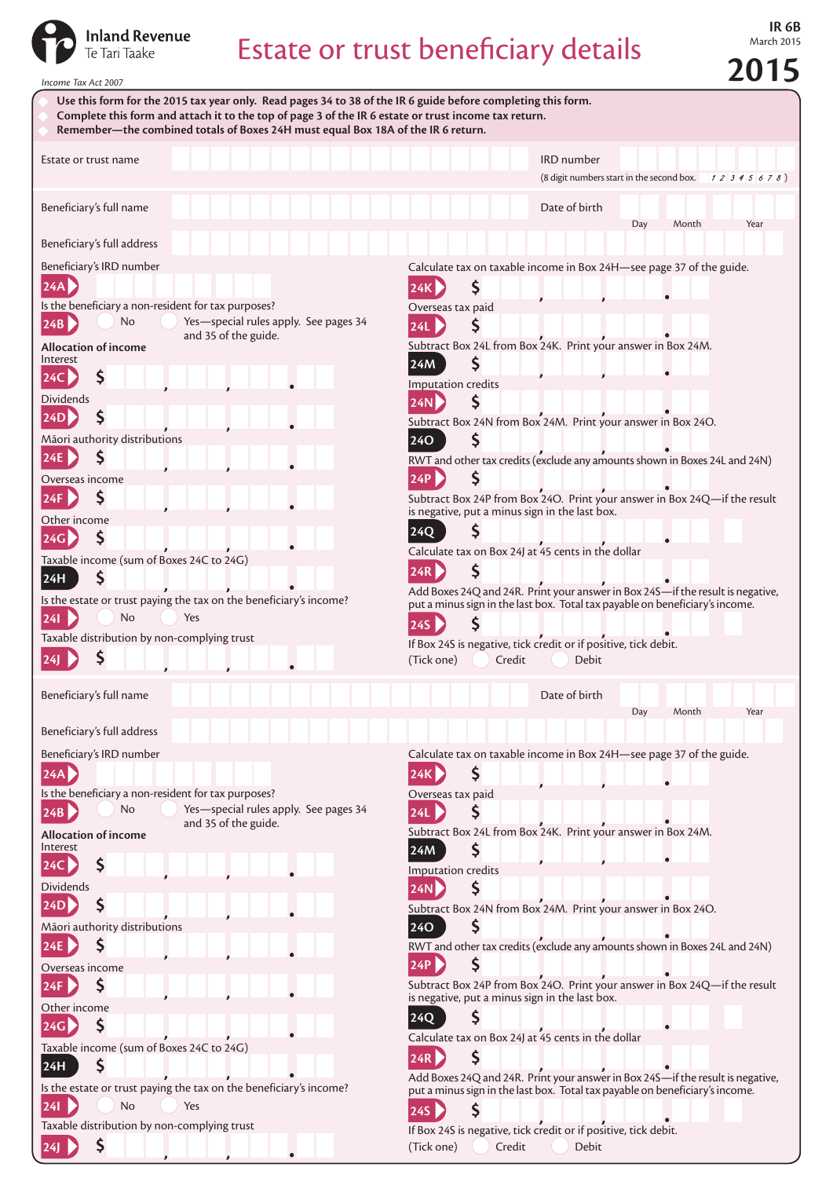Inland Revenue
Te Tari Taake

Income Tax Act 2007

# Estate or trust beneficiary details

IR 6B
March 2015

**2015**

- **Use this form for the 2015 tax year only. Read pages 34 to 38 of the IR 6 guide before completing this form.**
- **Complete this form and attach it to the top of page 3 of the IR 6 estate or trust income tax return.**
- **Remember—the combined totals of Boxes 24H must equal Box 18A of the IR 6 return.**

Estate or trust name

IRD number
(8 digit numbers start in the second box. 1 2 3 4 5 6 7 8 )

Beneficiary's full name

Date of birth
Day Month Year

Beneficiary's full address

Beneficiary's IRD number

**24A**

Is the beneficiary a non-resident for tax purposes?

**24B** ◯ No ◯ Yes—special rules apply. See pages 34 and 35 of the guide.

**Allocation of income**

Interest

**24C** $ , , .

Dividends

**24D** $ , , .

Māori authority distributions

**24E** $ , , .

Overseas income

**24F** $ , , .

Other income

**24G** $ , , .

Taxable income (sum of Boxes 24C to 24G)

**24H** $ , , .

Is the estate or trust paying the tax on the beneficiary's income?

**24I** ◯ No ◯ Yes

Taxable distribution by non-complying trust

**24J** $ , , .

Calculate tax on taxable income in Box 24H—see page 37 of the guide.

**24K** $ , , .

Overseas tax paid

**24L** $ , , .

Subtract Box 24L from Box 24K. Print your answer in Box 24M.

**24M** $ , , .

Imputation credits

**24N** $ , , .

Subtract Box 24N from Box 24M. Print your answer in Box 24O.

**24O** $ , , .

RWT and other tax credits (exclude any amounts shown in Boxes 24L and 24N)

**24P** $ , , .

Subtract Box 24P from Box 24O. Print your answer in Box 24Q—if the result is negative, put a minus sign in the last box.

**24Q** $ , , .

Calculate tax on Box 24J at 45 cents in the dollar

**24R** $ , , .

Add Boxes 24Q and 24R. Print your answer in Box 24S—if the result is negative, put a minus sign in the last box. Total tax payable on beneficiary's income.

**24S** $ , , .

If Box 24S is negative, tick credit or if positive, tick debit.
(Tick one) ◯ Credit ◯ Debit

---

Beneficiary's full name

Date of birth
Day Month Year

Beneficiary's full address

Beneficiary's IRD number

**24A**

Is the beneficiary a non-resident for tax purposes?

**24B** ◯ No ◯ Yes—special rules apply. See pages 34 and 35 of the guide.

**Allocation of income**

Interest

**24C** $ , , .

Dividends

**24D** $ , , .

Māori authority distributions

**24E** $ , , .

Overseas income

**24F** $ , , .

Other income

**24G** $ , , .

Taxable income (sum of Boxes 24C to 24G)

**24H** $ , , .

Is the estate or trust paying the tax on the beneficiary's income?

**24I** ◯ No ◯ Yes

Taxable distribution by non-complying trust

**24J** $ , , .

Calculate tax on taxable income in Box 24H—see page 37 of the guide.

**24K** $ , , .

Overseas tax paid

**24L** $ , , .

Subtract Box 24L from Box 24K. Print your answer in Box 24M.

**24M** $ , , .

Imputation credits

**24N** $ , , .

Subtract Box 24N from Box 24M. Print your answer in Box 24O.

**24O** $ , , .

RWT and other tax credits (exclude any amounts shown in Boxes 24L and 24N)

**24P** $ , , .

Subtract Box 24P from Box 24O. Print your answer in Box 24Q—if the result is negative, put a minus sign in the last box.

**24Q** $ , , .

Calculate tax on Box 24J at 45 cents in the dollar

**24R** $ , , .

Add Boxes 24Q and 24R. Print your answer in Box 24S—if the result is negative, put a minus sign in the last box. Total tax payable on beneficiary's income.

**24S** $ , , .

If Box 24S is negative, tick credit or if positive, tick debit.
(Tick one) ◯ Credit ◯ Debit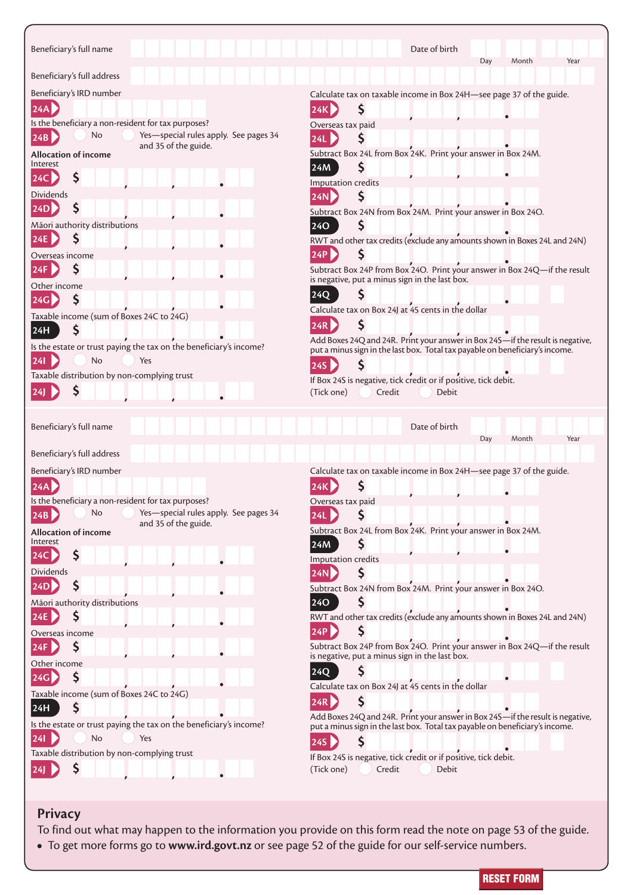Beneficiary's full name

Date of birth Day Month Year

Beneficiary's full address

Beneficiary's IRD number

**24A**

Is the beneficiary a non-resident for tax purposes?

**24B** No / Yes—special rules apply. See pages 34 and 35 of the guide.

**Allocation of income**

Interest

**24C** $

Dividends

**24D** $

Māori authority distributions

**24E** $

Overseas income

**24F** $

Other income

**24G** $

Taxable income (sum of Boxes 24C to 24G)

**24H** $

Is the estate or trust paying the tax on the beneficiary's income?

**24I** No / Yes

Taxable distribution by non-complying trust

**24J** $

Calculate tax on taxable income in Box 24H—see page 37 of the guide.

**24K** $

Overseas tax paid

**24L** $

Subtract Box 24L from Box 24K. Print your answer in Box 24M.

**24M** $

Imputation credits

**24N** $

Subtract Box 24N from Box 24M. Print your answer in Box 24O.

**24O** $

RWT and other tax credits (exclude any amounts shown in Boxes 24L and 24N)

**24P** $

Subtract Box 24P from Box 24O. Print your answer in Box 24Q—if the result is negative, put a minus sign in the last box.

**24Q** $

Calculate tax on Box 24J at 45 cents in the dollar

**24R** $

Add Boxes 24Q and 24R. Print your answer in Box 24S—if the result is negative, put a minus sign in the last box. Total tax payable on beneficiary's income.

**24S** $

If Box 24S is negative, tick credit or if positive, tick debit.

(Tick one) Credit / Debit

---

Beneficiary's full name

Date of birth Day Month Year

Beneficiary's full address

Beneficiary's IRD number

**24A**

Is the beneficiary a non-resident for tax purposes?

**24B** No / Yes—special rules apply. See pages 34 and 35 of the guide.

**Allocation of income**

Interest

**24C** $

Dividends

**24D** $

Māori authority distributions

**24E** $

Overseas income

**24F** $

Other income

**24G** $

Taxable income (sum of Boxes 24C to 24G)

**24H** $

Is the estate or trust paying the tax on the beneficiary's income?

**24I** No / Yes

Taxable distribution by non-complying trust

**24J** $

Calculate tax on taxable income in Box 24H—see page 37 of the guide.

**24K** $

Overseas tax paid

**24L** $

Subtract Box 24L from Box 24K. Print your answer in Box 24M.

**24M** $

Imputation credits

**24N** $

Subtract Box 24N from Box 24M. Print your answer in Box 24O.

**24O** $

RWT and other tax credits (exclude any amounts shown in Boxes 24L and 24N)

**24P** $

Subtract Box 24P from Box 24O. Print your answer in Box 24Q—if the result is negative, put a minus sign in the last box.

**24Q** $

Calculate tax on Box 24J at 45 cents in the dollar

**24R** $

Add Boxes 24Q and 24R. Print your answer in Box 24S—if the result is negative, put a minus sign in the last box. Total tax payable on beneficiary's income.

**24S** $

If Box 24S is negative, tick credit or if positive, tick debit.

(Tick one) Credit / Debit

## Privacy

To find out what may happen to the information you provide on this form read the note on page 53 of the guide.

- To get more forms go to **www.ird.govt.nz** or see page 52 of the guide for our self-service numbers.

RESET FORM